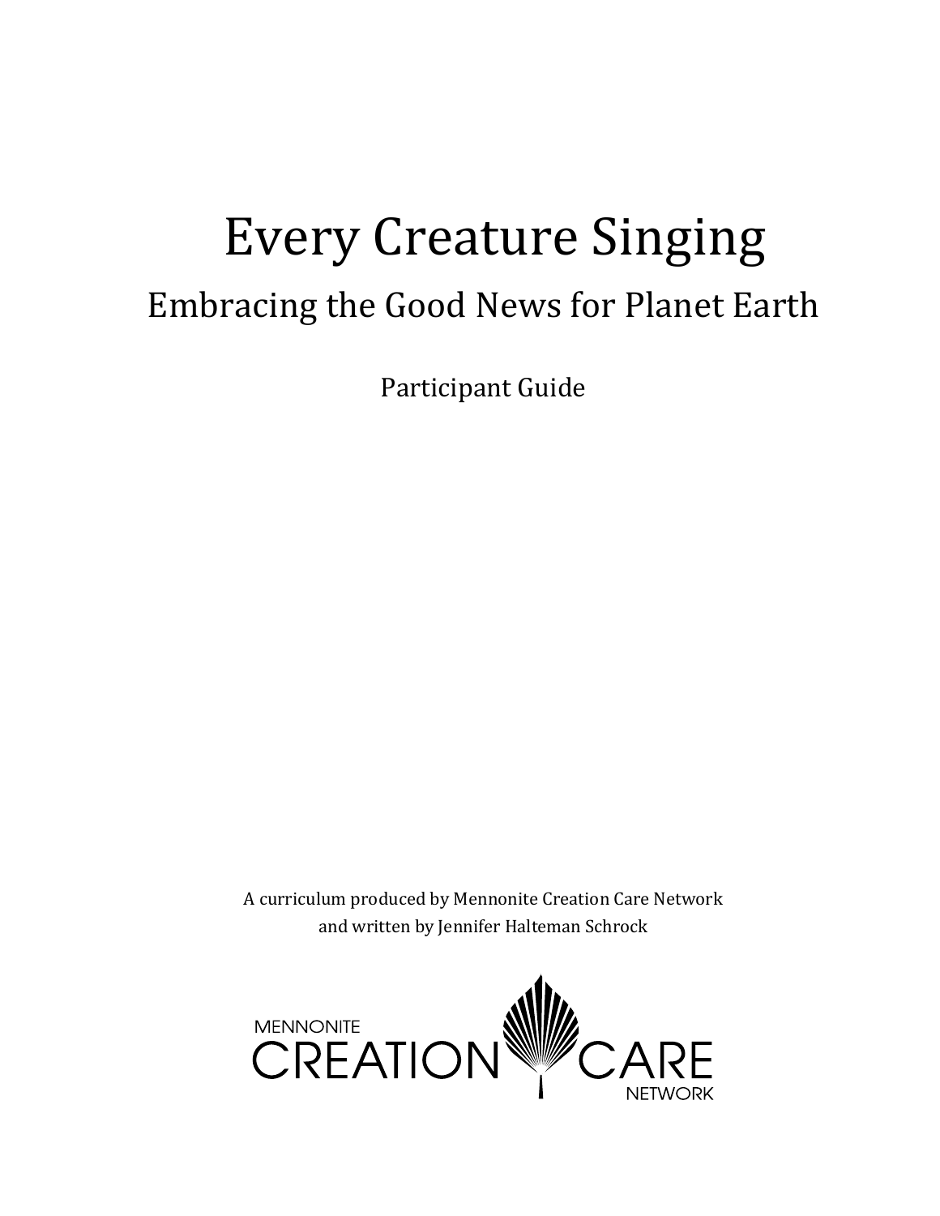# Every Creature Singing

## Embracing the Good News for Planet Earth

Participant Guide

A curriculum produced by Mennonite Creation Care Network
and written by Jennifer Halteman Schrock

MENNONITE CREATION CARE NETWORK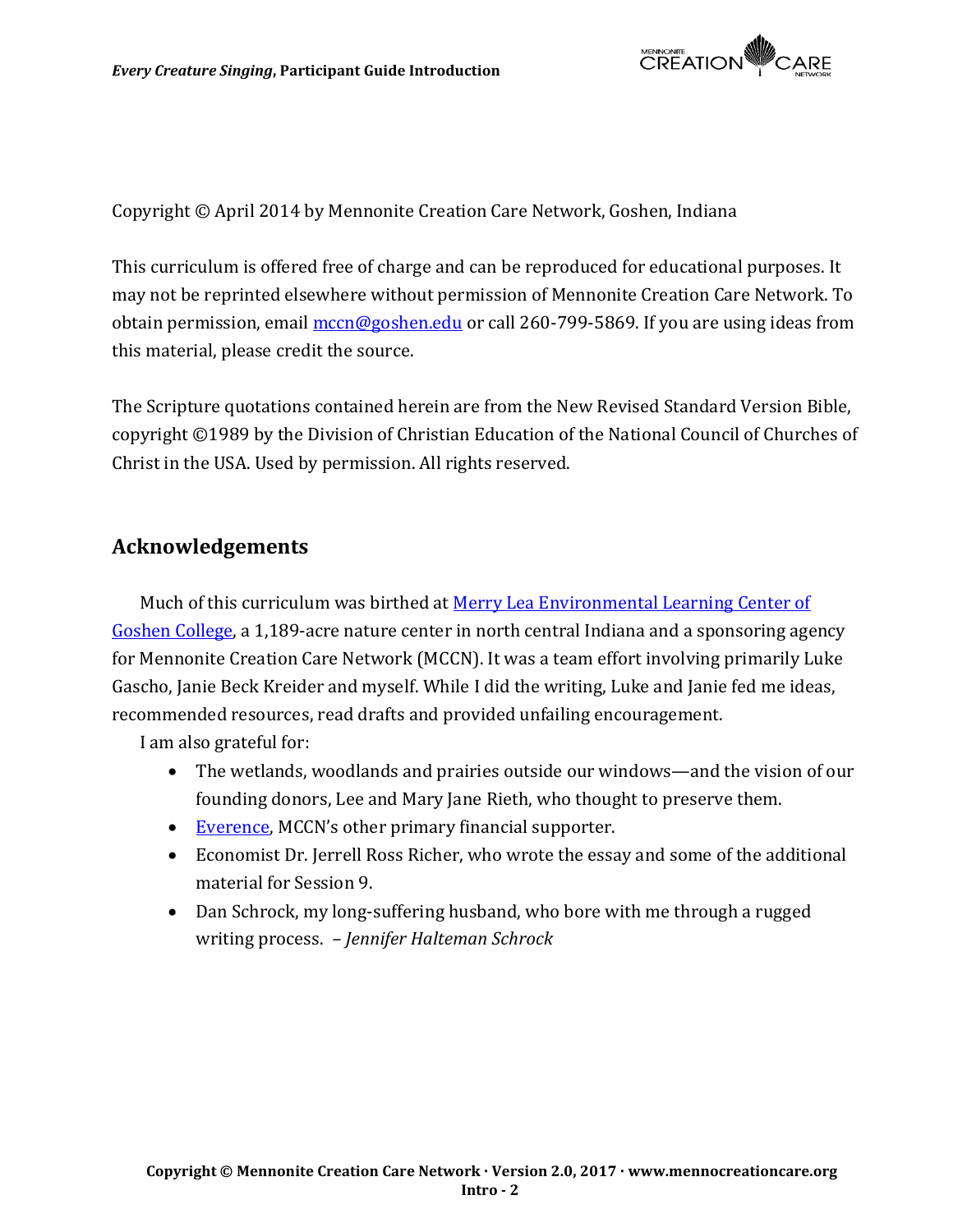Copyright © April 2014 by Mennonite Creation Care Network, Goshen, Indiana

This curriculum is offered free of charge and can be reproduced for educational purposes. It may not be reprinted elsewhere without permission of Mennonite Creation Care Network. To obtain permission, email mccn@goshen.edu or call 260-799-5869. If you are using ideas from this material, please credit the source.

The Scripture quotations contained herein are from the New Revised Standard Version Bible, copyright ©1989 by the Division of Christian Education of the National Council of Churches of Christ in the USA. Used by permission. All rights reserved.

## Acknowledgements

Much of this curriculum was birthed at Merry Lea Environmental Learning Center of Goshen College, a 1,189-acre nature center in north central Indiana and a sponsoring agency for Mennonite Creation Care Network (MCCN). It was a team effort involving primarily Luke Gascho, Janie Beck Kreider and myself. While I did the writing, Luke and Janie fed me ideas, recommended resources, read drafts and provided unfailing encouragement.

I am also grateful for:

- The wetlands, woodlands and prairies outside our windows—and the vision of our founding donors, Lee and Mary Jane Rieth, who thought to preserve them.
- Everence, MCCN's other primary financial supporter.
- Economist Dr. Jerrell Ross Richer, who wrote the essay and some of the additional material for Session 9.
- Dan Schrock, my long-suffering husband, who bore with me through a rugged writing process. – *Jennifer Halteman Schrock*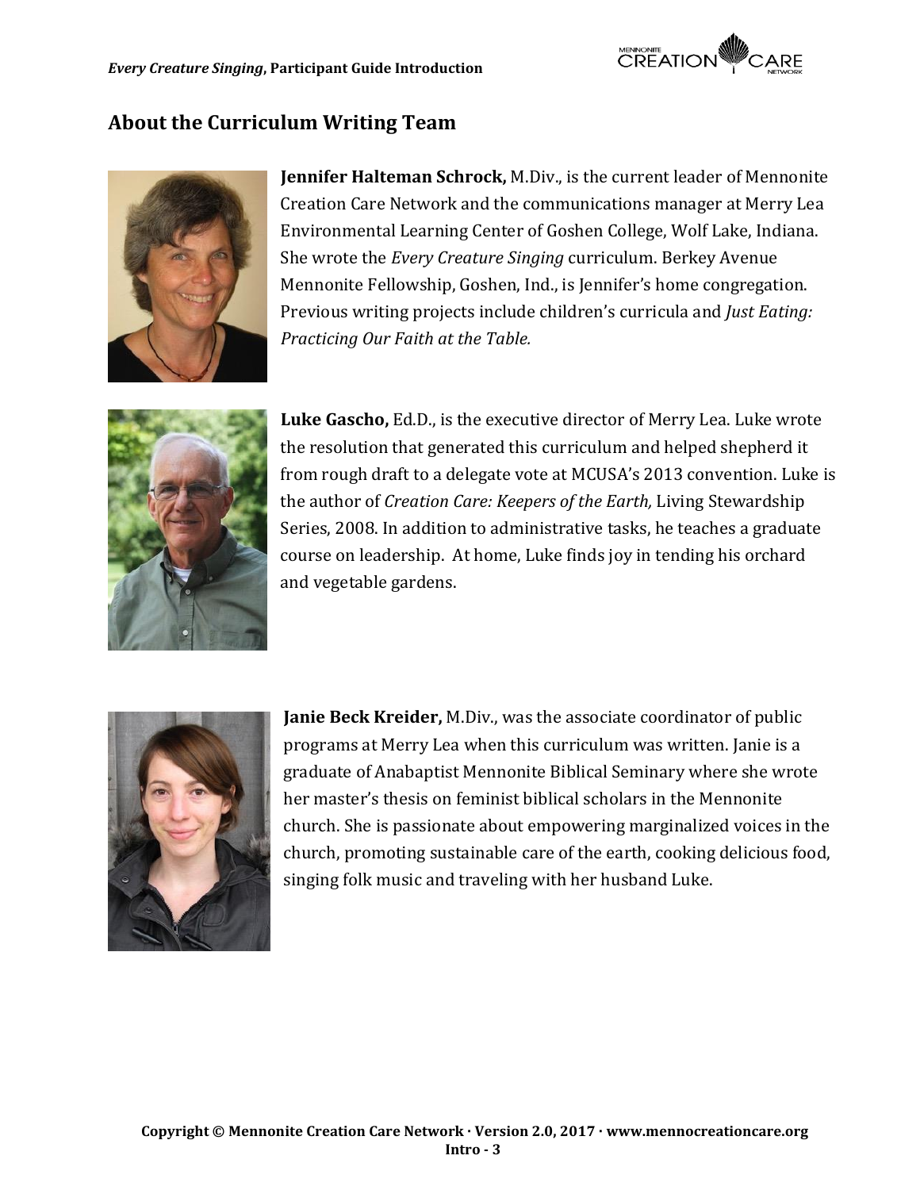## About the Curriculum Writing Team

**Jennifer Halteman Schrock,** M.Div., is the current leader of Mennonite Creation Care Network and the communications manager at Merry Lea Environmental Learning Center of Goshen College, Wolf Lake, Indiana. She wrote the *Every Creature Singing* curriculum. Berkey Avenue Mennonite Fellowship, Goshen, Ind., is Jennifer's home congregation. Previous writing projects include children's curricula and *Just Eating: Practicing Our Faith at the Table.*

**Luke Gascho,** Ed.D., is the executive director of Merry Lea. Luke wrote the resolution that generated this curriculum and helped shepherd it from rough draft to a delegate vote at MCUSA's 2013 convention. Luke is the author of *Creation Care: Keepers of the Earth,* Living Stewardship Series, 2008. In addition to administrative tasks, he teaches a graduate course on leadership. At home, Luke finds joy in tending his orchard and vegetable gardens.

**Janie Beck Kreider,** M.Div., was the associate coordinator of public programs at Merry Lea when this curriculum was written. Janie is a graduate of Anabaptist Mennonite Biblical Seminary where she wrote her master's thesis on feminist biblical scholars in the Mennonite church. She is passionate about empowering marginalized voices in the church, promoting sustainable care of the earth, cooking delicious food, singing folk music and traveling with her husband Luke.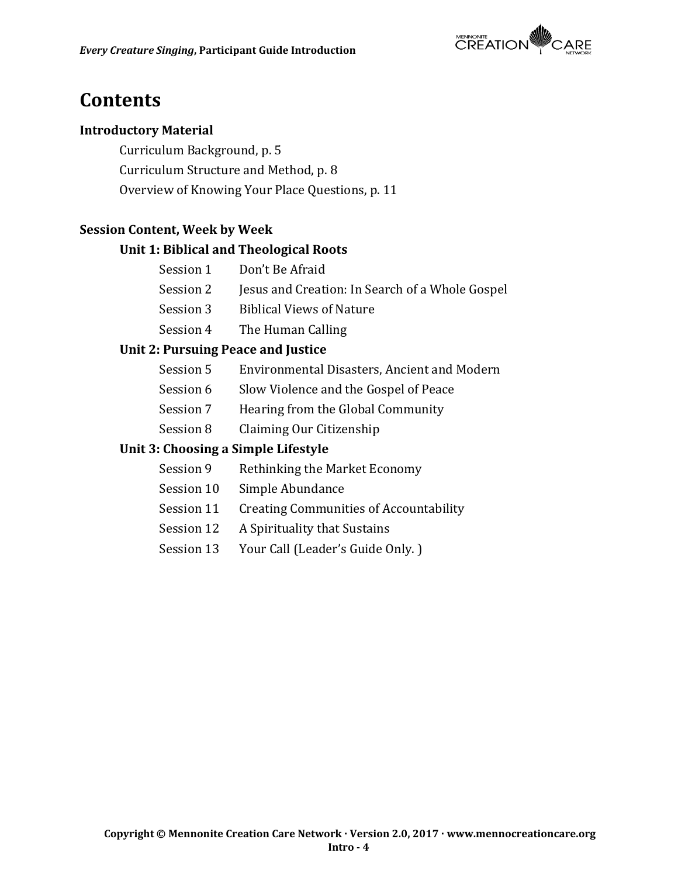# Contents

## Introductory Material

- Curriculum Background, p. 5
- Curriculum Structure and Method, p. 8
- Overview of Knowing Your Place Questions, p. 11

## Session Content, Week by Week

### Unit 1: Biblical and Theological Roots

| Session | Title |
|---|---|
| Session 1 | Don't Be Afraid |
| Session 2 | Jesus and Creation: In Search of a Whole Gospel |
| Session 3 | Biblical Views of Nature |
| Session 4 | The Human Calling |

### Unit 2: Pursuing Peace and Justice

| Session | Title |
|---|---|
| Session 5 | Environmental Disasters, Ancient and Modern |
| Session 6 | Slow Violence and the Gospel of Peace |
| Session 7 | Hearing from the Global Community |
| Session 8 | Claiming Our Citizenship |

### Unit 3: Choosing a Simple Lifestyle

| Session | Title |
|---|---|
| Session 9 | Rethinking the Market Economy |
| Session 10 | Simple Abundance |
| Session 11 | Creating Communities of Accountability |
| Session 12 | A Spirituality that Sustains |
| Session 13 | Your Call (Leader's Guide Only. ) |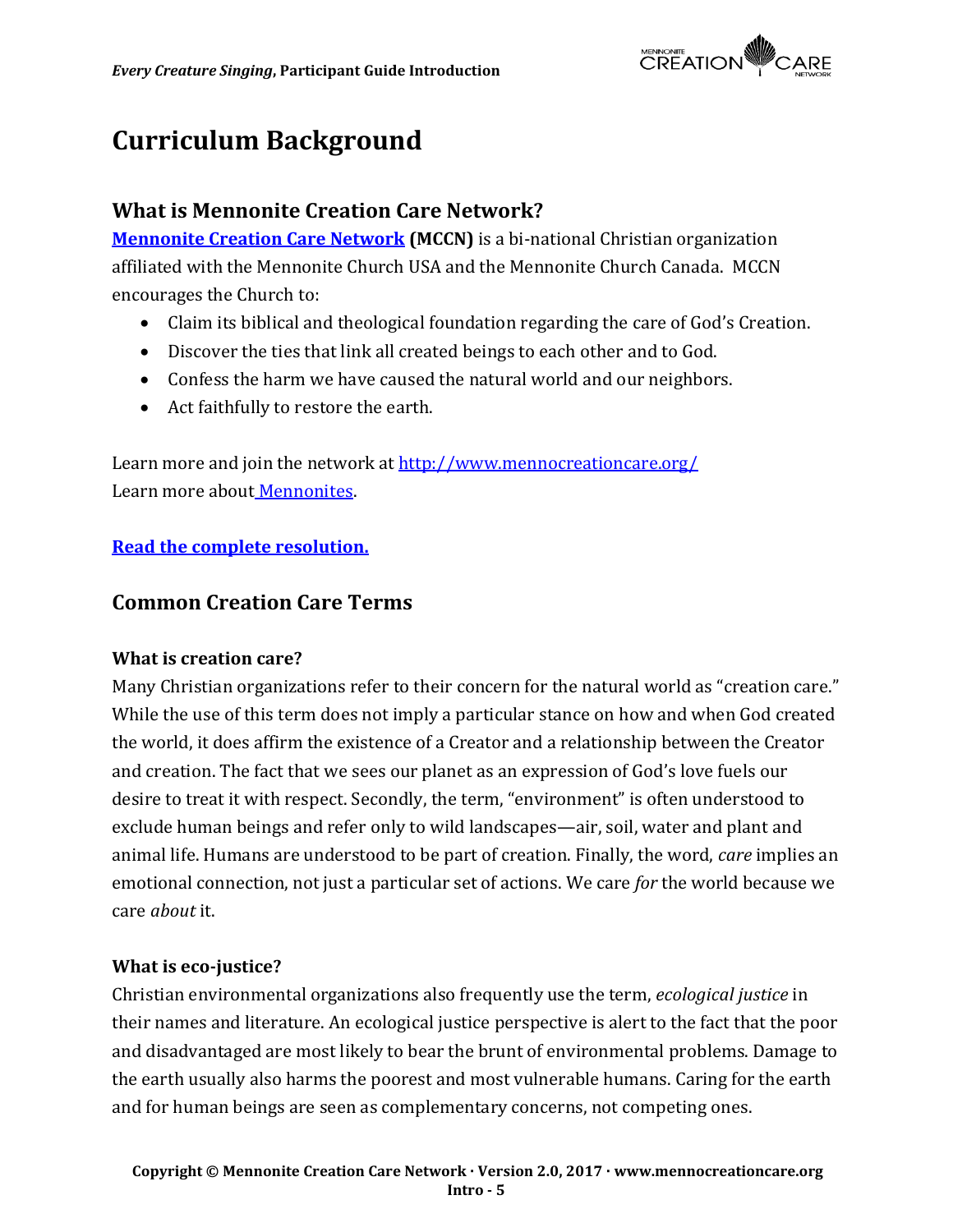# Curriculum Background

## What is Mennonite Creation Care Network?

**Mennonite Creation Care Network (MCCN)** is a bi-national Christian organization affiliated with the Mennonite Church USA and the Mennonite Church Canada. MCCN encourages the Church to:

- Claim its biblical and theological foundation regarding the care of God's Creation.
- Discover the ties that link all created beings to each other and to God.
- Confess the harm we have caused the natural world and our neighbors.
- Act faithfully to restore the earth.

Learn more and join the network at http://www.mennocreationcare.org/
Learn more about Mennonites.

**Read the complete resolution.**

## Common Creation Care Terms

### What is creation care?

Many Christian organizations refer to their concern for the natural world as "creation care." While the use of this term does not imply a particular stance on how and when God created the world, it does affirm the existence of a Creator and a relationship between the Creator and creation. The fact that we sees our planet as an expression of God's love fuels our desire to treat it with respect. Secondly, the term, "environment" is often understood to exclude human beings and refer only to wild landscapes—air, soil, water and plant and animal life. Humans are understood to be part of creation. Finally, the word, *care* implies an emotional connection, not just a particular set of actions. We care *for* the world because we care *about* it.

### What is eco-justice?

Christian environmental organizations also frequently use the term, *ecological justice* in their names and literature. An ecological justice perspective is alert to the fact that the poor and disadvantaged are most likely to bear the brunt of environmental problems. Damage to the earth usually also harms the poorest and most vulnerable humans. Caring for the earth and for human beings are seen as complementary concerns, not competing ones.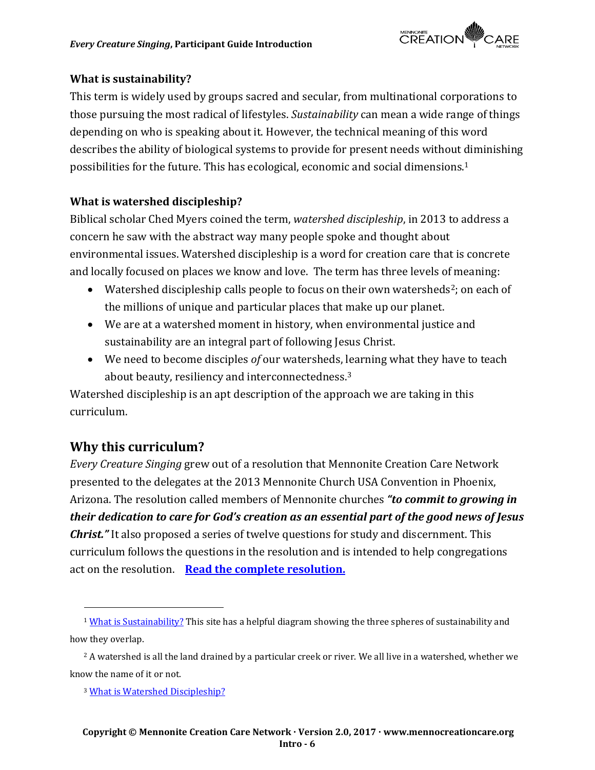### What is sustainability?

This term is widely used by groups sacred and secular, from multinational corporations to those pursuing the most radical of lifestyles. *Sustainability* can mean a wide range of things depending on who is speaking about it. However, the technical meaning of this word describes the ability of biological systems to provide for present needs without diminishing possibilities for the future. This has ecological, economic and social dimensions.[1]

### What is watershed discipleship?

Biblical scholar Ched Myers coined the term, *watershed discipleship*, in 2013 to address a concern he saw with the abstract way many people spoke and thought about environmental issues. Watershed discipleship is a word for creation care that is concrete and locally focused on places we know and love. The term has three levels of meaning:

- Watershed discipleship calls people to focus on their own watersheds[2]; on each of the millions of unique and particular places that make up our planet.
- We are at a watershed moment in history, when environmental justice and sustainability are an integral part of following Jesus Christ.
- We need to become disciples *of* our watersheds, learning what they have to teach about beauty, resiliency and interconnectedness.[3]

Watershed discipleship is an apt description of the approach we are taking in this curriculum.

## Why this curriculum?

*Every Creature Singing* grew out of a resolution that Mennonite Creation Care Network presented to the delegates at the 2013 Mennonite Church USA Convention in Phoenix, Arizona. The resolution called members of Mennonite churches ***"to commit to growing in their dedication to care for God's creation as an essential part of the good news of Jesus Christ."*** It also proposed a series of twelve questions for study and discernment. This curriculum follows the questions in the resolution and is intended to help congregations act on the resolution. **Read the complete resolution.**

---

[1] What is Sustainability? This site has a helpful diagram showing the three spheres of sustainability and how they overlap.

[2] A watershed is all the land drained by a particular creek or river. We all live in a watershed, whether we know the name of it or not.

[3] What is Watershed Discipleship?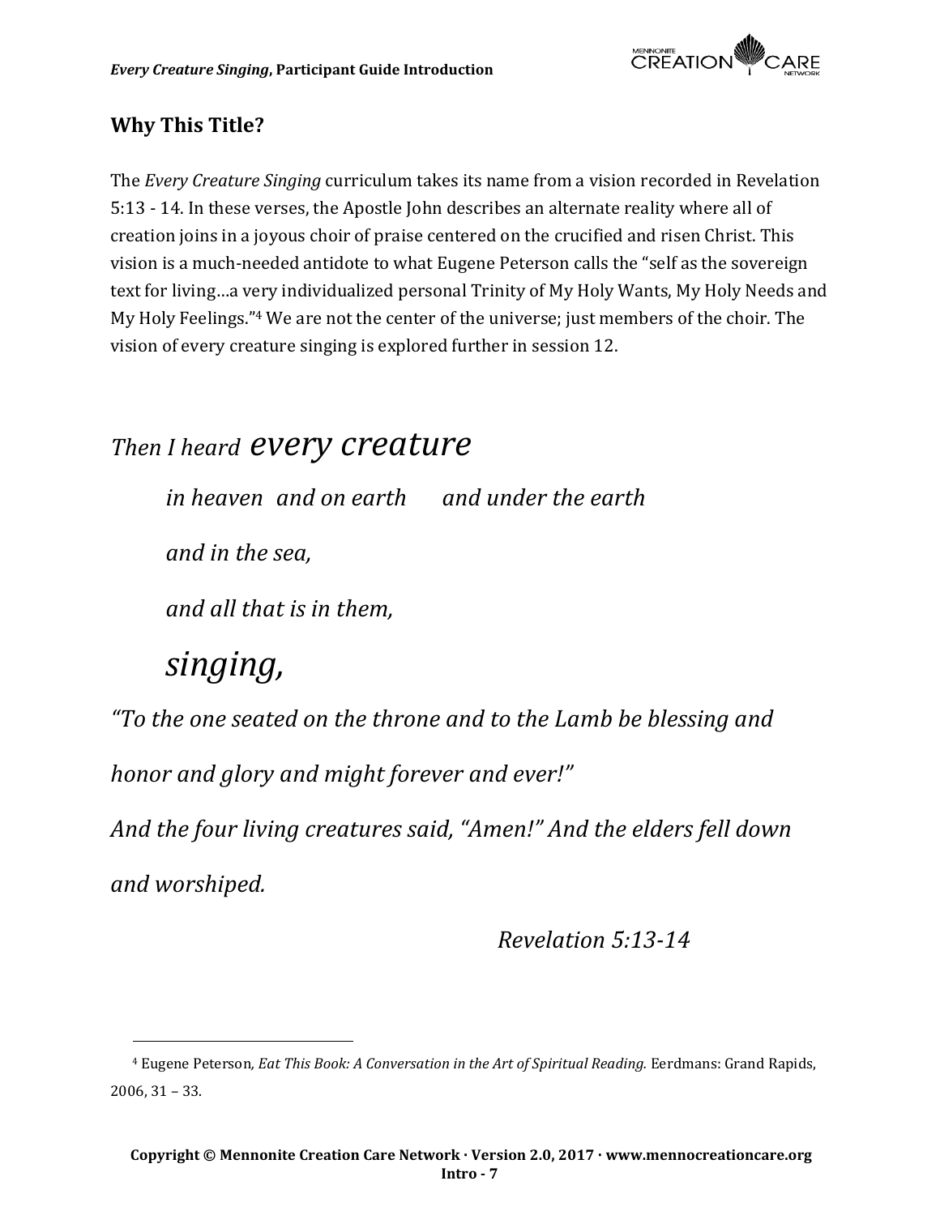## Why This Title?

The *Every Creature Singing* curriculum takes its name from a vision recorded in Revelation 5:13 - 14. In these verses, the Apostle John describes an alternate reality where all of creation joins in a joyous choir of praise centered on the crucified and risen Christ. This vision is a much-needed antidote to what Eugene Peterson calls the "self as the sovereign text for living…a very individualized personal Trinity of My Holy Wants, My Holy Needs and My Holy Feelings."[4] We are not the center of the universe; just members of the choir. The vision of every creature singing is explored further in session 12.

*Then I heard every creature*

*in heaven and on earth and under the earth*

*and in the sea,*

*and all that is in them,*

*singing,*

*"To the one seated on the throne and to the Lamb be blessing and honor and glory and might forever and ever!"*

*And the four living creatures said, "Amen!" And the elders fell down and worshiped.*

*Revelation 5:13-14*

---

[4] Eugene Peterson*, Eat This Book: A Conversation in the Art of Spiritual Reading.* Eerdmans: Grand Rapids, 2006, 31 – 33.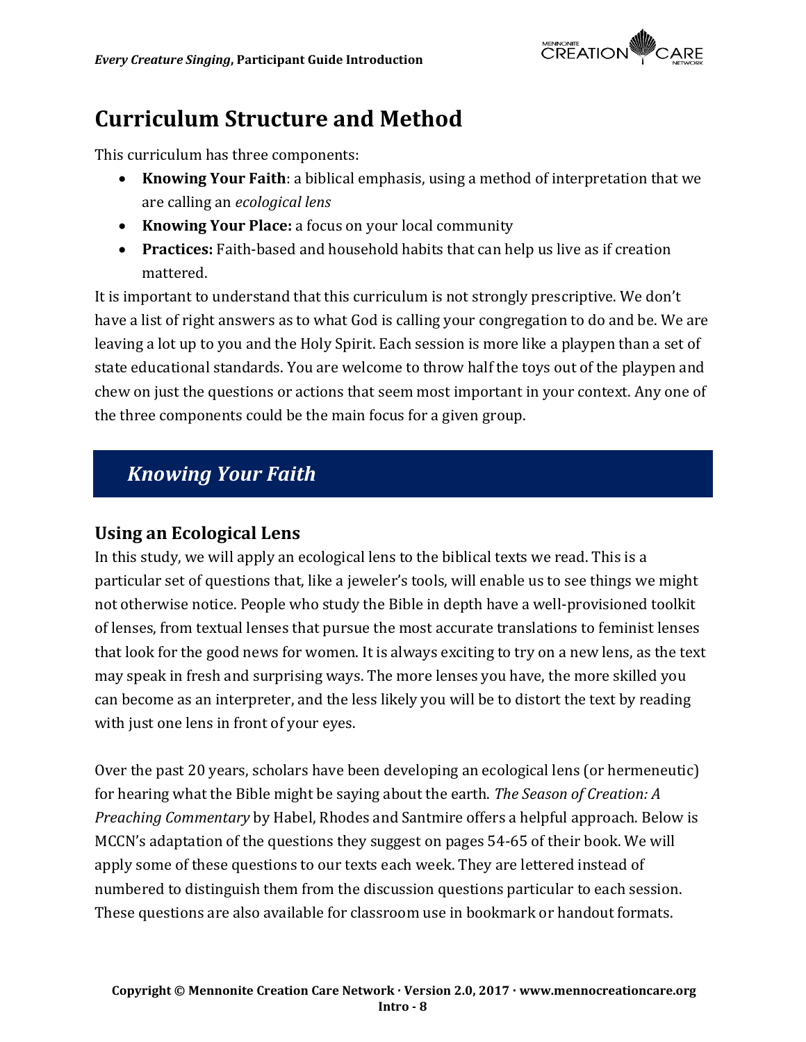# Curriculum Structure and Method

This curriculum has three components:

- **Knowing Your Faith**: a biblical emphasis, using a method of interpretation that we are calling an *ecological lens*
- **Knowing Your Place:** a focus on your local community
- **Practices:** Faith-based and household habits that can help us live as if creation mattered.

It is important to understand that this curriculum is not strongly prescriptive. We don't have a list of right answers as to what God is calling your congregation to do and be. We are leaving a lot up to you and the Holy Spirit. Each session is more like a playpen than a set of state educational standards. You are welcome to throw half the toys out of the playpen and chew on just the questions or actions that seem most important in your context. Any one of the three components could be the main focus for a given group.

## *Knowing Your Faith*

### Using an Ecological Lens

In this study, we will apply an ecological lens to the biblical texts we read. This is a particular set of questions that, like a jeweler's tools, will enable us to see things we might not otherwise notice. People who study the Bible in depth have a well-provisioned toolkit of lenses, from textual lenses that pursue the most accurate translations to feminist lenses that look for the good news for women. It is always exciting to try on a new lens, as the text may speak in fresh and surprising ways. The more lenses you have, the more skilled you can become as an interpreter, and the less likely you will be to distort the text by reading with just one lens in front of your eyes.

Over the past 20 years, scholars have been developing an ecological lens (or hermeneutic) for hearing what the Bible might be saying about the earth. *The Season of Creation: A Preaching Commentary* by Habel, Rhodes and Santmire offers a helpful approach. Below is MCCN's adaptation of the questions they suggest on pages 54-65 of their book. We will apply some of these questions to our texts each week. They are lettered instead of numbered to distinguish them from the discussion questions particular to each session. These questions are also available for classroom use in bookmark or handout formats.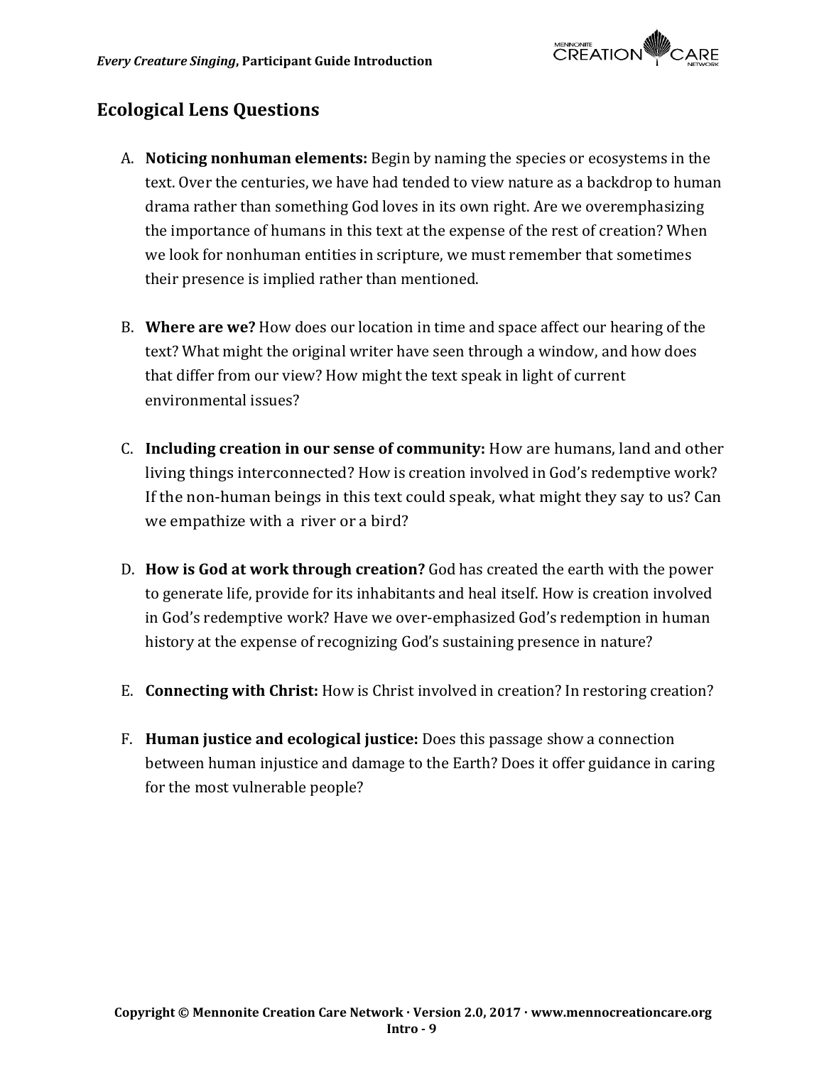## Ecological Lens Questions

A. **Noticing nonhuman elements:** Begin by naming the species or ecosystems in the text. Over the centuries, we have had tended to view nature as a backdrop to human drama rather than something God loves in its own right. Are we overemphasizing the importance of humans in this text at the expense of the rest of creation? When we look for nonhuman entities in scripture, we must remember that sometimes their presence is implied rather than mentioned.

B. **Where are we?** How does our location in time and space affect our hearing of the text? What might the original writer have seen through a window, and how does that differ from our view? How might the text speak in light of current environmental issues?

C. **Including creation in our sense of community:** How are humans, land and other living things interconnected? How is creation involved in God's redemptive work? If the non-human beings in this text could speak, what might they say to us? Can we empathize with a river or a bird?

D. **How is God at work through creation?** God has created the earth with the power to generate life, provide for its inhabitants and heal itself. How is creation involved in God's redemptive work? Have we over-emphasized God's redemption in human history at the expense of recognizing God's sustaining presence in nature?

E. **Connecting with Christ:** How is Christ involved in creation? In restoring creation?

F. **Human justice and ecological justice:** Does this passage show a connection between human injustice and damage to the Earth? Does it offer guidance in caring for the most vulnerable people?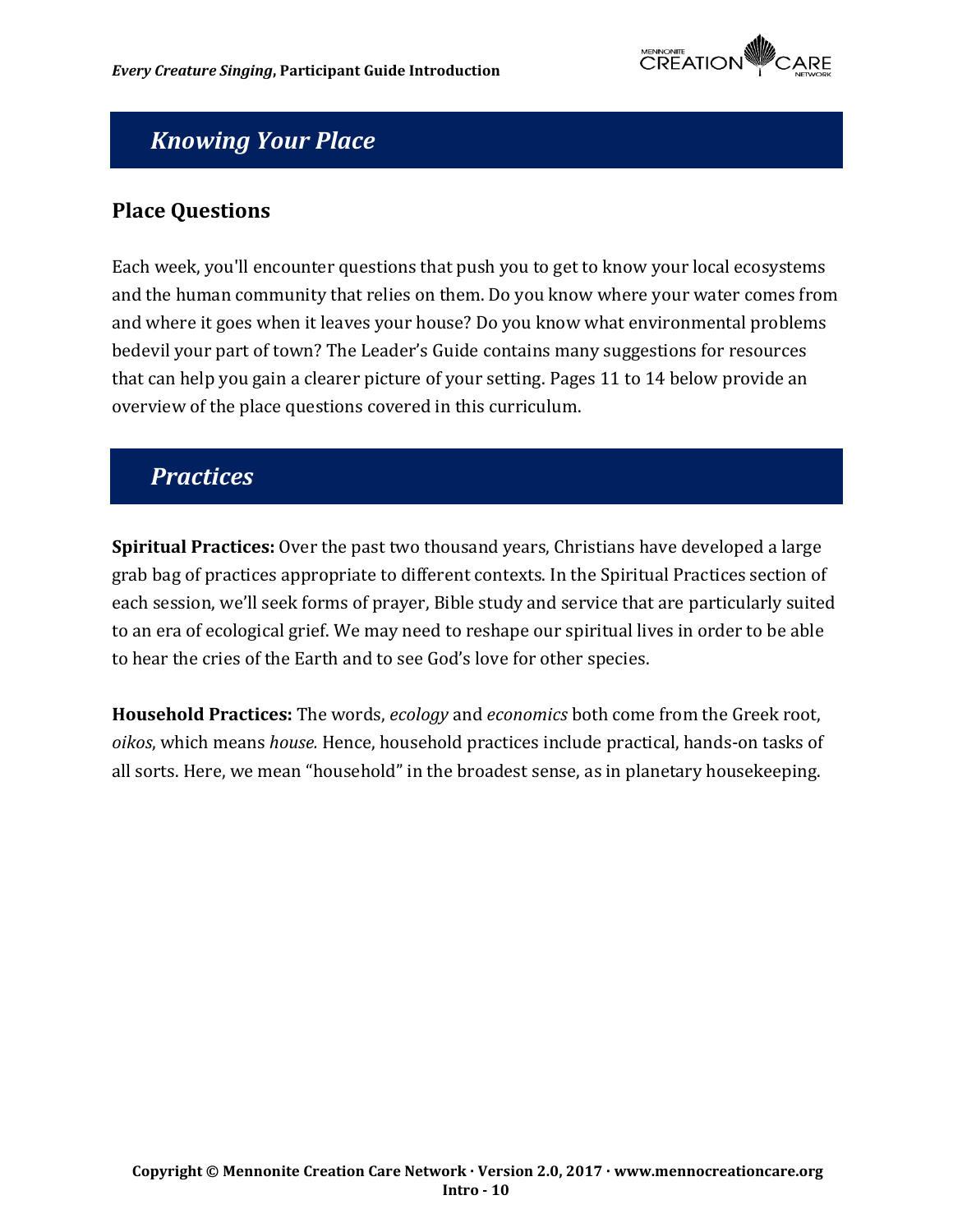## *Knowing Your Place*

### Place Questions

Each week, you'll encounter questions that push you to get to know your local ecosystems and the human community that relies on them. Do you know where your water comes from and where it goes when it leaves your house? Do you know what environmental problems bedevil your part of town? The Leader's Guide contains many suggestions for resources that can help you gain a clearer picture of your setting. Pages 11 to 14 below provide an overview of the place questions covered in this curriculum.

## *Practices*

**Spiritual Practices:** Over the past two thousand years, Christians have developed a large grab bag of practices appropriate to different contexts. In the Spiritual Practices section of each session, we'll seek forms of prayer, Bible study and service that are particularly suited to an era of ecological grief. We may need to reshape our spiritual lives in order to be able to hear the cries of the Earth and to see God's love for other species.

**Household Practices:** The words, *ecology* and *economics* both come from the Greek root, *oikos*, which means *house.* Hence, household practices include practical, hands-on tasks of all sorts. Here, we mean "household" in the broadest sense, as in planetary housekeeping.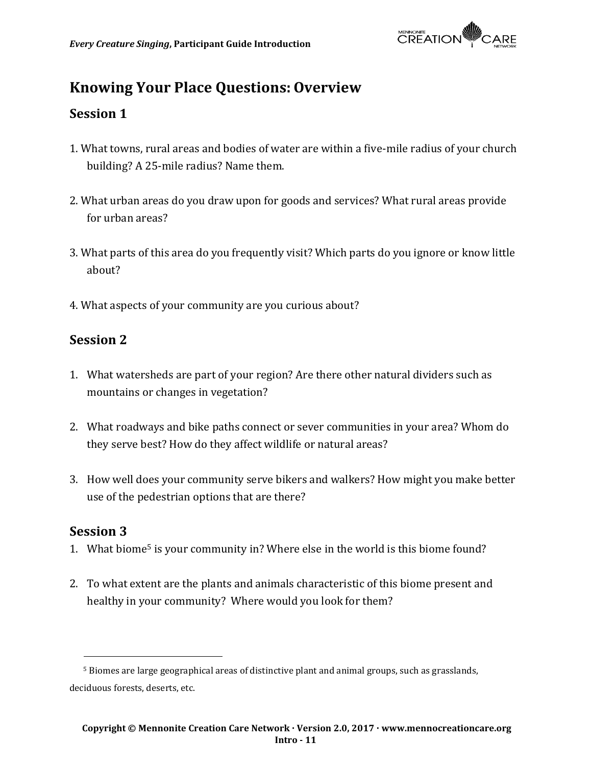# Knowing Your Place Questions: Overview

## Session 1

1. What towns, rural areas and bodies of water are within a five-mile radius of your church building? A 25-mile radius? Name them.

2. What urban areas do you draw upon for goods and services? What rural areas provide for urban areas?

3. What parts of this area do you frequently visit? Which parts do you ignore or know little about?

4. What aspects of your community are you curious about?

## Session 2

1. What watersheds are part of your region? Are there other natural dividers such as mountains or changes in vegetation?

2. What roadways and bike paths connect or sever communities in your area? Whom do they serve best? How do they affect wildlife or natural areas?

3. How well does your community serve bikers and walkers? How might you make better use of the pedestrian options that are there?

## Session 3

1. What biome[5] is your community in? Where else in the world is this biome found?

2. To what extent are the plants and animals characteristic of this biome present and healthy in your community? Where would you look for them?

---

[5] Biomes are large geographical areas of distinctive plant and animal groups, such as grasslands, deciduous forests, deserts, etc.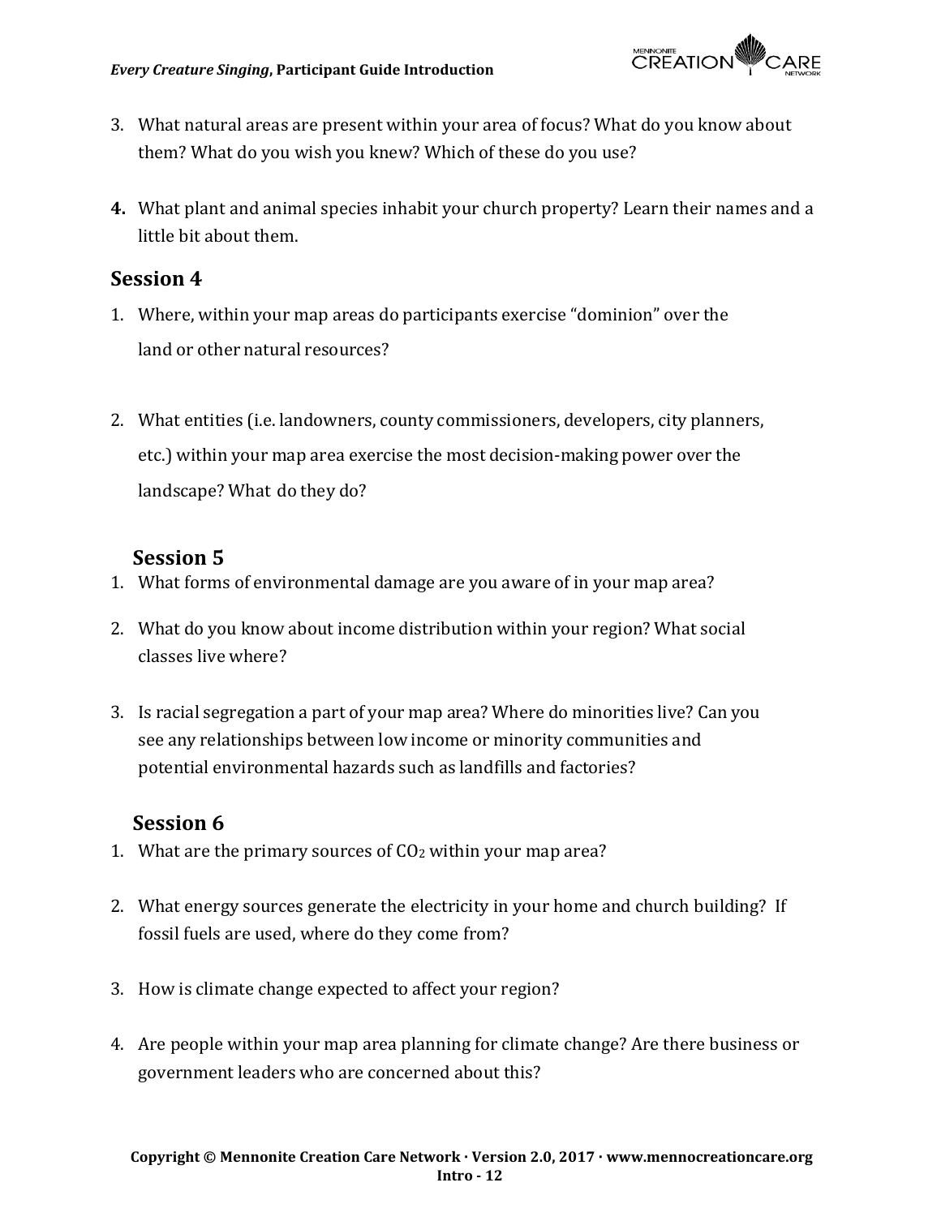3. What natural areas are present within your area of focus? What do you know about them? What do you wish you knew? Which of these do you use?

4. What plant and animal species inhabit your church property? Learn their names and a little bit about them.

## Session 4

1. Where, within your map areas do participants exercise "dominion" over the land or other natural resources?

2. What entities (i.e. landowners, county commissioners, developers, city planners, etc.) within your map area exercise the most decision-making power over the landscape? What do they do?

## Session 5

1. What forms of environmental damage are you aware of in your map area?

2. What do you know about income distribution within your region? What social classes live where?

3. Is racial segregation a part of your map area? Where do minorities live? Can you see any relationships between low income or minority communities and potential environmental hazards such as landfills and factories?

## Session 6

1. What are the primary sources of $CO_2$ within your map area?

2. What energy sources generate the electricity in your home and church building? If fossil fuels are used, where do they come from?

3. How is climate change expected to affect your region?

4. Are people within your map area planning for climate change? Are there business or government leaders who are concerned about this?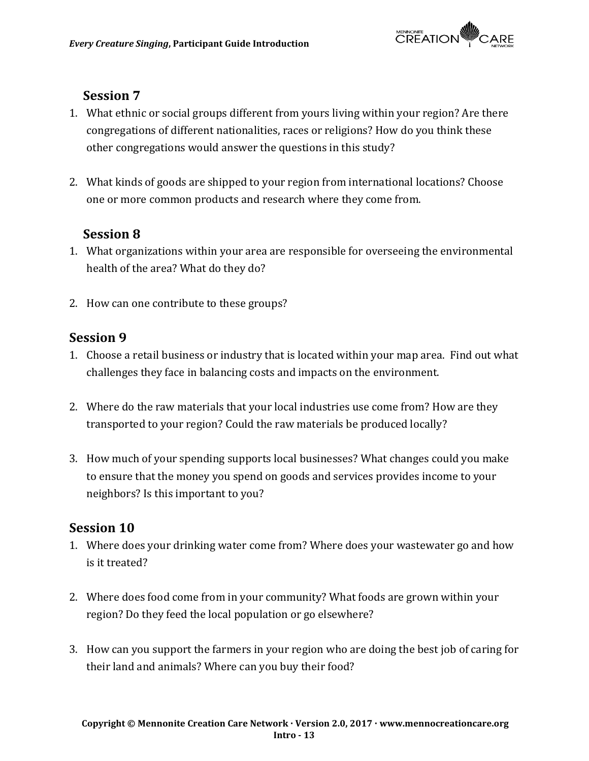### Session 7

1. What ethnic or social groups different from yours living within your region? Are there congregations of different nationalities, races or religions? How do you think these other congregations would answer the questions in this study?

2. What kinds of goods are shipped to your region from international locations? Choose one or more common products and research where they come from.

### Session 8

1. What organizations within your area are responsible for overseeing the environmental health of the area? What do they do?

2. How can one contribute to these groups?

### Session 9

1. Choose a retail business or industry that is located within your map area. Find out what challenges they face in balancing costs and impacts on the environment.

2. Where do the raw materials that your local industries use come from? How are they transported to your region? Could the raw materials be produced locally?

3. How much of your spending supports local businesses? What changes could you make to ensure that the money you spend on goods and services provides income to your neighbors? Is this important to you?

### Session 10

1. Where does your drinking water come from? Where does your wastewater go and how is it treated?

2. Where does food come from in your community? What foods are grown within your region? Do they feed the local population or go elsewhere?

3. How can you support the farmers in your region who are doing the best job of caring for their land and animals? Where can you buy their food?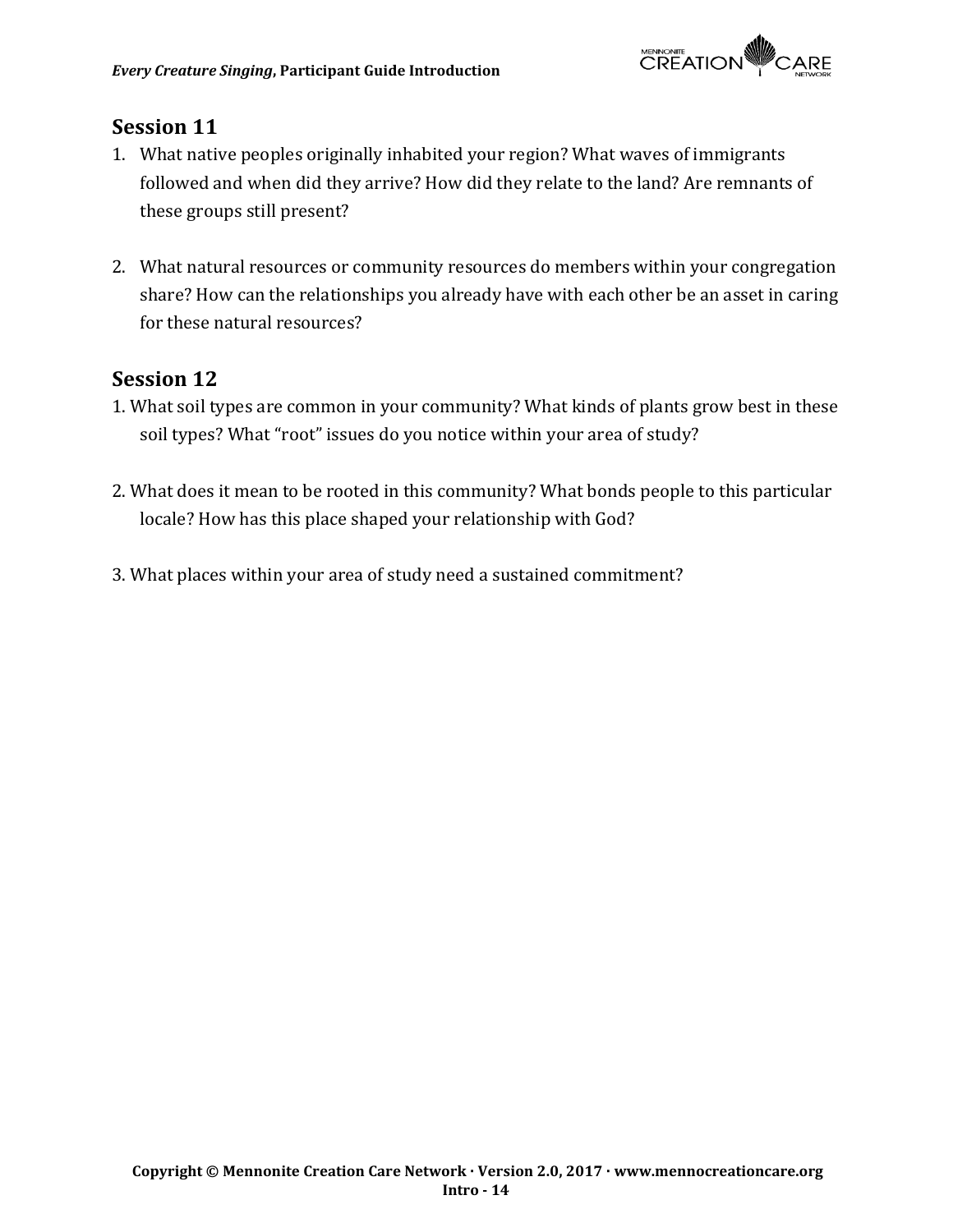## Session 11

1. What native peoples originally inhabited your region? What waves of immigrants followed and when did they arrive? How did they relate to the land? Are remnants of these groups still present?

2. What natural resources or community resources do members within your congregation share? How can the relationships you already have with each other be an asset in caring for these natural resources?

## Session 12

1. What soil types are common in your community? What kinds of plants grow best in these soil types? What "root" issues do you notice within your area of study?

2. What does it mean to be rooted in this community? What bonds people to this particular locale? How has this place shaped your relationship with God?

3. What places within your area of study need a sustained commitment?